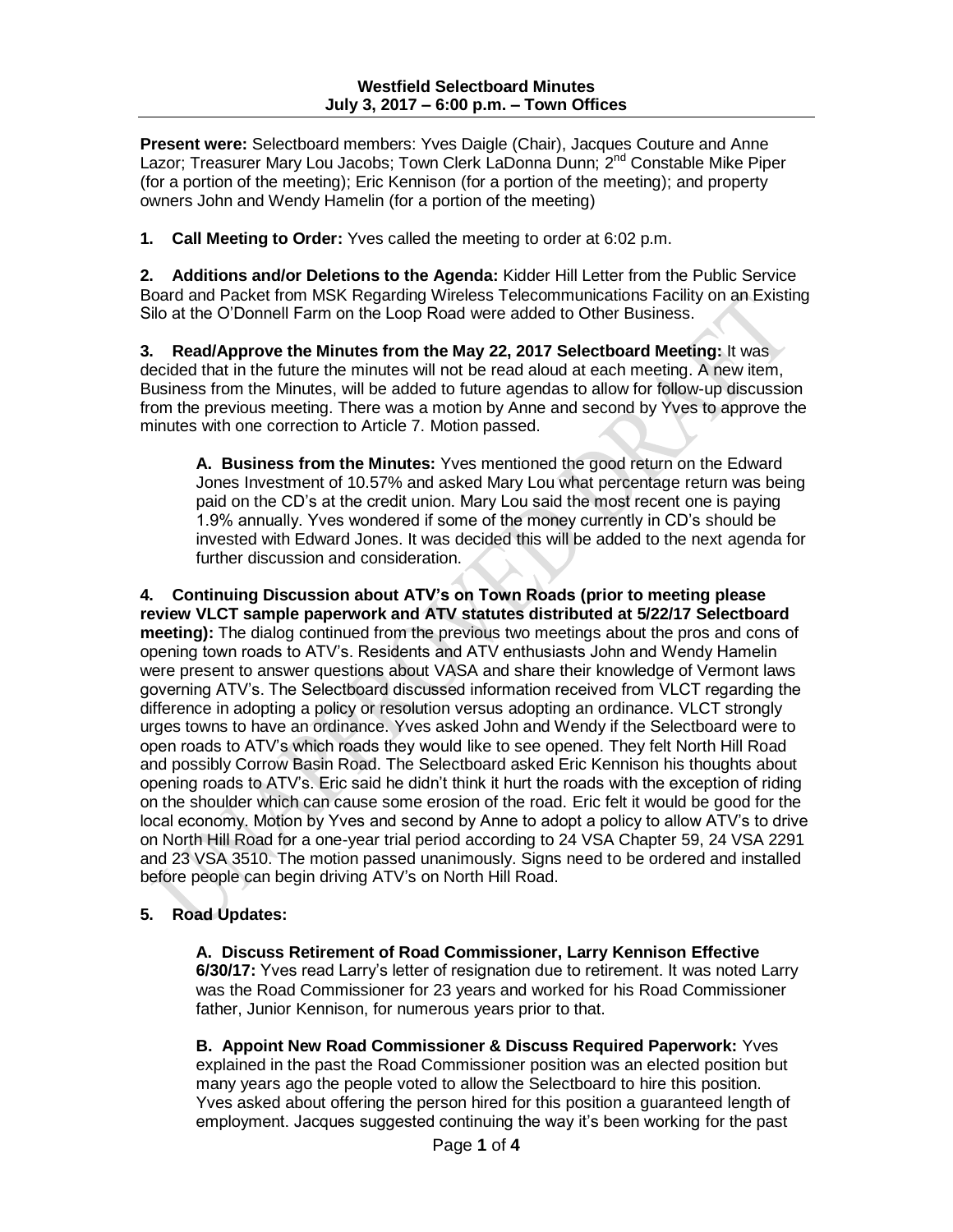**Westfield Selectboard Minutes**
**July 3, 2017 – 6:00 p.m. – Town Offices**

**Present were:** Selectboard members: Yves Daigle (Chair), Jacques Couture and Anne Lazor; Treasurer Mary Lou Jacobs; Town Clerk LaDonna Dunn; 2nd Constable Mike Piper (for a portion of the meeting); Eric Kennison (for a portion of the meeting); and property owners John and Wendy Hamelin (for a portion of the meeting)

**1. Call Meeting to Order:** Yves called the meeting to order at 6:02 p.m.

**2. Additions and/or Deletions to the Agenda:** Kidder Hill Letter from the Public Service Board and Packet from MSK Regarding Wireless Telecommunications Facility on an Existing Silo at the O'Donnell Farm on the Loop Road were added to Other Business.

**3. Read/Approve the Minutes from the May 22, 2017 Selectboard Meeting:** It was decided that in the future the minutes will not be read aloud at each meeting. A new item, Business from the Minutes, will be added to future agendas to allow for follow-up discussion from the previous meeting. There was a motion by Anne and second by Yves to approve the minutes with one correction to Article 7. Motion passed.

> **A. Business from the Minutes:** Yves mentioned the good return on the Edward Jones Investment of 10.57% and asked Mary Lou what percentage return was being paid on the CD's at the credit union. Mary Lou said the most recent one is paying 1.9% annually. Yves wondered if some of the money currently in CD's should be invested with Edward Jones. It was decided this will be added to the next agenda for further discussion and consideration.

**4. Continuing Discussion about ATV's on Town Roads (prior to meeting please review VLCT sample paperwork and ATV statutes distributed at 5/22/17 Selectboard meeting):** The dialog continued from the previous two meetings about the pros and cons of opening town roads to ATV's. Residents and ATV enthusiasts John and Wendy Hamelin were present to answer questions about VASA and share their knowledge of Vermont laws governing ATV's. The Selectboard discussed information received from VLCT regarding the difference in adopting a policy or resolution versus adopting an ordinance. VLCT strongly urges towns to have an ordinance. Yves asked John and Wendy if the Selectboard were to open roads to ATV's which roads they would like to see opened. They felt North Hill Road and possibly Corrow Basin Road. The Selectboard asked Eric Kennison his thoughts about opening roads to ATV's. Eric said he didn't think it hurt the roads with the exception of riding on the shoulder which can cause some erosion of the road. Eric felt it would be good for the local economy. Motion by Yves and second by Anne to adopt a policy to allow ATV's to drive on North Hill Road for a one-year trial period according to 24 VSA Chapter 59, 24 VSA 2291 and 23 VSA 3510. The motion passed unanimously. Signs need to be ordered and installed before people can begin driving ATV's on North Hill Road.

**5. Road Updates:**

> **A. Discuss Retirement of Road Commissioner, Larry Kennison Effective 6/30/17:** Yves read Larry's letter of resignation due to retirement. It was noted Larry was the Road Commissioner for 23 years and worked for his Road Commissioner father, Junior Kennison, for numerous years prior to that.
>
> **B. Appoint New Road Commissioner & Discuss Required Paperwork:** Yves explained in the past the Road Commissioner position was an elected position but many years ago the people voted to allow the Selectboard to hire this position. Yves asked about offering the person hired for this position a guaranteed length of employment. Jacques suggested continuing the way it's been working for the past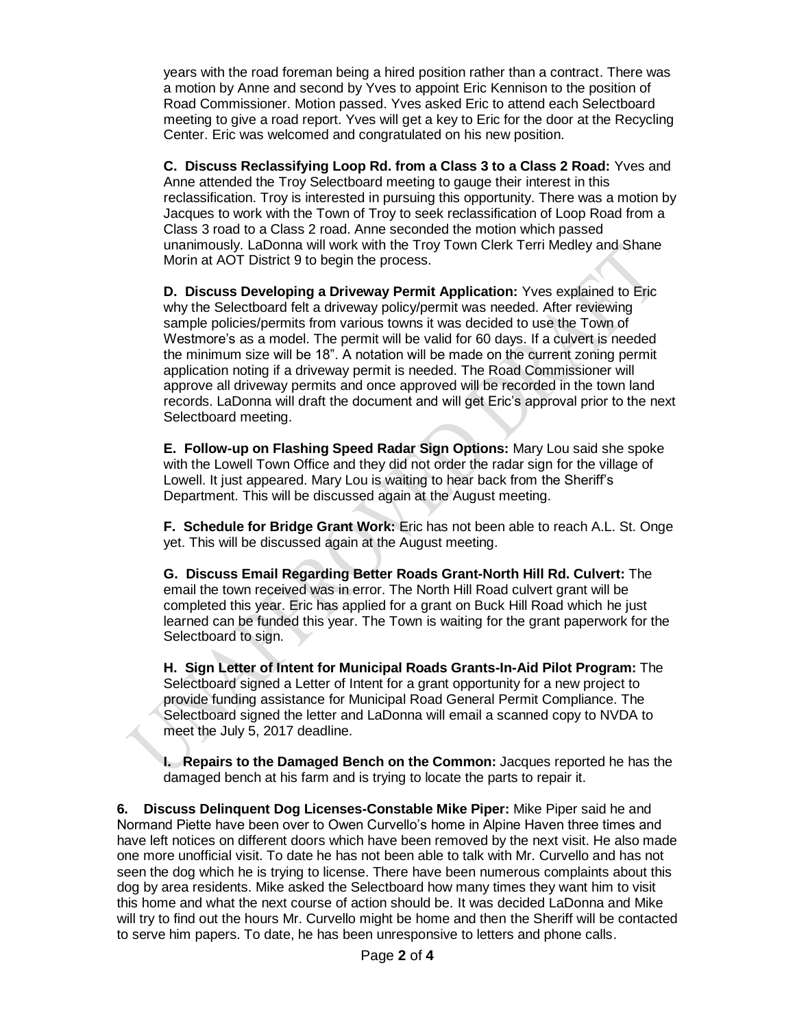years with the road foreman being a hired position rather than a contract. There was a motion by Anne and second by Yves to appoint Eric Kennison to the position of Road Commissioner. Motion passed. Yves asked Eric to attend each Selectboard meeting to give a road report. Yves will get a key to Eric for the door at the Recycling Center. Eric was welcomed and congratulated on his new position.

**C. Discuss Reclassifying Loop Rd. from a Class 3 to a Class 2 Road:** Yves and Anne attended the Troy Selectboard meeting to gauge their interest in this reclassification. Troy is interested in pursuing this opportunity. There was a motion by Jacques to work with the Town of Troy to seek reclassification of Loop Road from a Class 3 road to a Class 2 road. Anne seconded the motion which passed unanimously. LaDonna will work with the Troy Town Clerk Terri Medley and Shane Morin at AOT District 9 to begin the process.

**D. Discuss Developing a Driveway Permit Application:** Yves explained to Eric why the Selectboard felt a driveway policy/permit was needed. After reviewing sample policies/permits from various towns it was decided to use the Town of Westmore's as a model. The permit will be valid for 60 days. If a culvert is needed the minimum size will be 18". A notation will be made on the current zoning permit application noting if a driveway permit is needed. The Road Commissioner will approve all driveway permits and once approved will be recorded in the town land records. LaDonna will draft the document and will get Eric's approval prior to the next Selectboard meeting.

**E. Follow-up on Flashing Speed Radar Sign Options:** Mary Lou said she spoke with the Lowell Town Office and they did not order the radar sign for the village of Lowell. It just appeared. Mary Lou is waiting to hear back from the Sheriff's Department. This will be discussed again at the August meeting.

**F. Schedule for Bridge Grant Work:** Eric has not been able to reach A.L. St. Onge yet. This will be discussed again at the August meeting.

**G. Discuss Email Regarding Better Roads Grant-North Hill Rd. Culvert:** The email the town received was in error. The North Hill Road culvert grant will be completed this year. Eric has applied for a grant on Buck Hill Road which he just learned can be funded this year. The Town is waiting for the grant paperwork for the Selectboard to sign.

**H. Sign Letter of Intent for Municipal Roads Grants-In-Aid Pilot Program:** The Selectboard signed a Letter of Intent for a grant opportunity for a new project to provide funding assistance for Municipal Road General Permit Compliance. The Selectboard signed the letter and LaDonna will email a scanned copy to NVDA to meet the July 5, 2017 deadline.

**I. Repairs to the Damaged Bench on the Common:** Jacques reported he has the damaged bench at his farm and is trying to locate the parts to repair it.

**6. Discuss Delinquent Dog Licenses-Constable Mike Piper:** Mike Piper said he and Normand Piette have been over to Owen Curvello's home in Alpine Haven three times and have left notices on different doors which have been removed by the next visit. He also made one more unofficial visit. To date he has not been able to talk with Mr. Curvello and has not seen the dog which he is trying to license. There have been numerous complaints about this dog by area residents. Mike asked the Selectboard how many times they want him to visit this home and what the next course of action should be. It was decided LaDonna and Mike will try to find out the hours Mr. Curvello might be home and then the Sheriff will be contacted to serve him papers. To date, he has been unresponsive to letters and phone calls.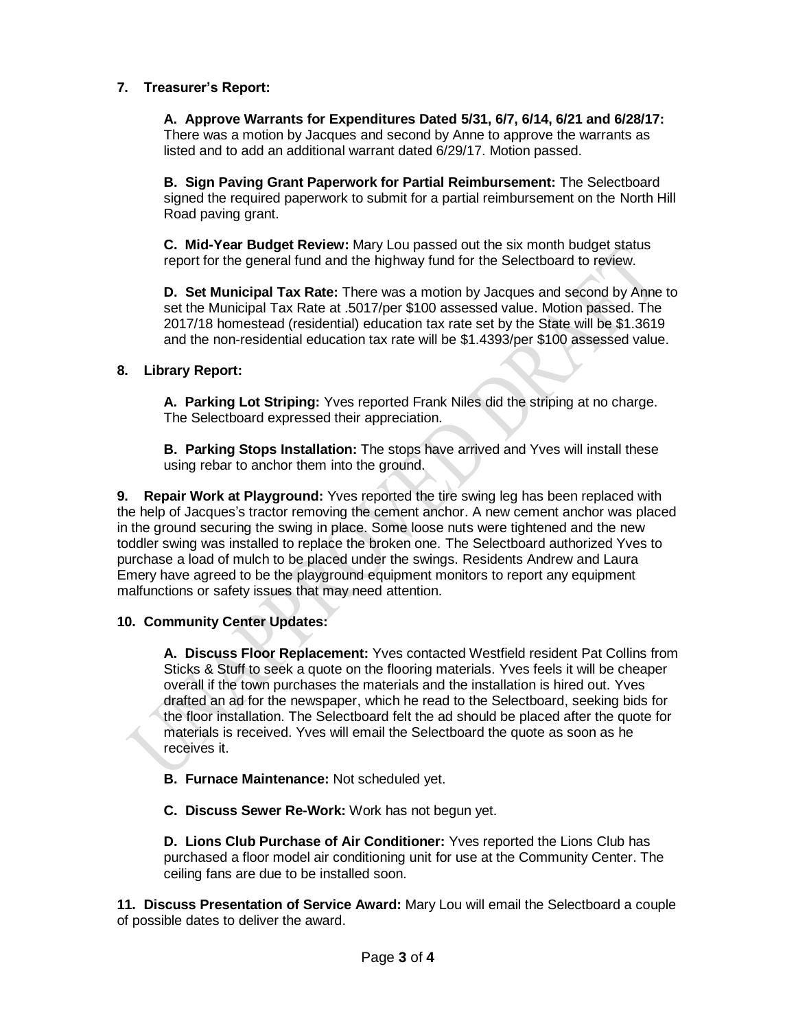**7. Treasurer's Report:**

**A. Approve Warrants for Expenditures Dated 5/31, 6/7, 6/14, 6/21 and 6/28/17:** There was a motion by Jacques and second by Anne to approve the warrants as listed and to add an additional warrant dated 6/29/17. Motion passed.

**B. Sign Paving Grant Paperwork for Partial Reimbursement:** The Selectboard signed the required paperwork to submit for a partial reimbursement on the North Hill Road paving grant.

**C. Mid-Year Budget Review:** Mary Lou passed out the six month budget status report for the general fund and the highway fund for the Selectboard to review.

**D. Set Municipal Tax Rate:** There was a motion by Jacques and second by Anne to set the Municipal Tax Rate at .5017/per $100 assessed value. Motion passed. The 2017/18 homestead (residential) education tax rate set by the State will be $1.3619 and the non-residential education tax rate will be $1.4393/per $100 assessed value.

**8. Library Report:**

**A. Parking Lot Striping:** Yves reported Frank Niles did the striping at no charge. The Selectboard expressed their appreciation.

**B. Parking Stops Installation:** The stops have arrived and Yves will install these using rebar to anchor them into the ground.

**9. Repair Work at Playground:** Yves reported the tire swing leg has been replaced with the help of Jacques's tractor removing the cement anchor. A new cement anchor was placed in the ground securing the swing in place. Some loose nuts were tightened and the new toddler swing was installed to replace the broken one. The Selectboard authorized Yves to purchase a load of mulch to be placed under the swings. Residents Andrew and Laura Emery have agreed to be the playground equipment monitors to report any equipment malfunctions or safety issues that may need attention.

**10. Community Center Updates:**

**A. Discuss Floor Replacement:** Yves contacted Westfield resident Pat Collins from Sticks & Stuff to seek a quote on the flooring materials. Yves feels it will be cheaper overall if the town purchases the materials and the installation is hired out. Yves drafted an ad for the newspaper, which he read to the Selectboard, seeking bids for the floor installation. The Selectboard felt the ad should be placed after the quote for materials is received. Yves will email the Selectboard the quote as soon as he receives it.

**B. Furnace Maintenance:** Not scheduled yet.

**C. Discuss Sewer Re-Work:** Work has not begun yet.

**D. Lions Club Purchase of Air Conditioner:** Yves reported the Lions Club has purchased a floor model air conditioning unit for use at the Community Center. The ceiling fans are due to be installed soon.

**11. Discuss Presentation of Service Award:** Mary Lou will email the Selectboard a couple of possible dates to deliver the award.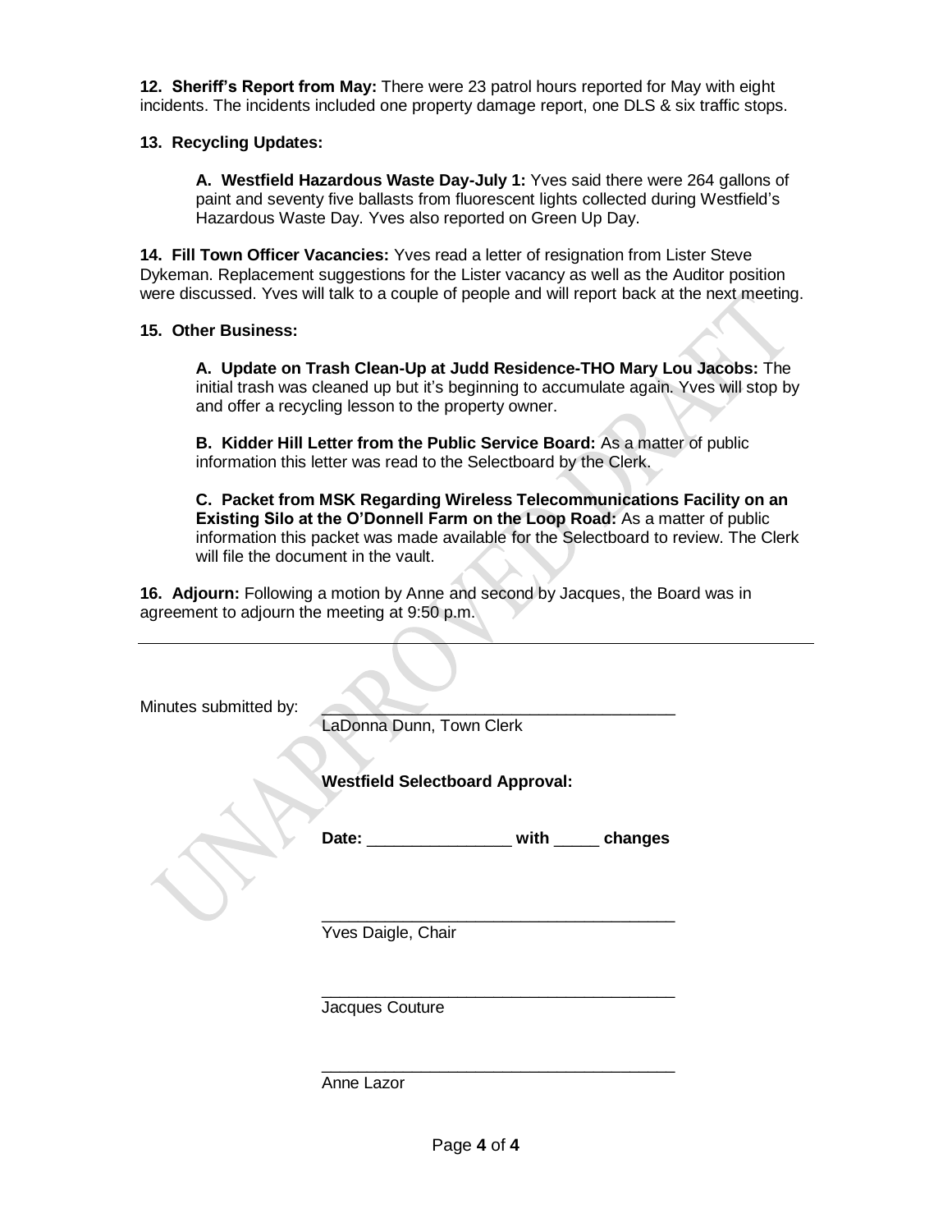**12. Sheriff's Report from May:** There were 23 patrol hours reported for May with eight incidents. The incidents included one property damage report, one DLS & six traffic stops.

**13. Recycling Updates:**

**A. Westfield Hazardous Waste Day-July 1:** Yves said there were 264 gallons of paint and seventy five ballasts from fluorescent lights collected during Westfield's Hazardous Waste Day. Yves also reported on Green Up Day.

**14. Fill Town Officer Vacancies:** Yves read a letter of resignation from Lister Steve Dykeman. Replacement suggestions for the Lister vacancy as well as the Auditor position were discussed. Yves will talk to a couple of people and will report back at the next meeting.

**15. Other Business:**

**A. Update on Trash Clean-Up at Judd Residence-THO Mary Lou Jacobs:** The initial trash was cleaned up but it's beginning to accumulate again. Yves will stop by and offer a recycling lesson to the property owner.

**B. Kidder Hill Letter from the Public Service Board:** As a matter of public information this letter was read to the Selectboard by the Clerk.

**C. Packet from MSK Regarding Wireless Telecommunications Facility on an Existing Silo at the O'Donnell Farm on the Loop Road:** As a matter of public information this packet was made available for the Selectboard to review. The Clerk will file the document in the vault.

**16. Adjourn:** Following a motion by Anne and second by Jacques, the Board was in agreement to adjourn the meeting at 9:50 p.m.

---

Minutes submitted by: ________________________________________
LaDonna Dunn, Town Clerk

**Westfield Selectboard Approval:**

**Date:** ________________ **with** _____ **changes**

________________________________________
Yves Daigle, Chair

________________________________________
Jacques Couture

________________________________________
Anne Lazor